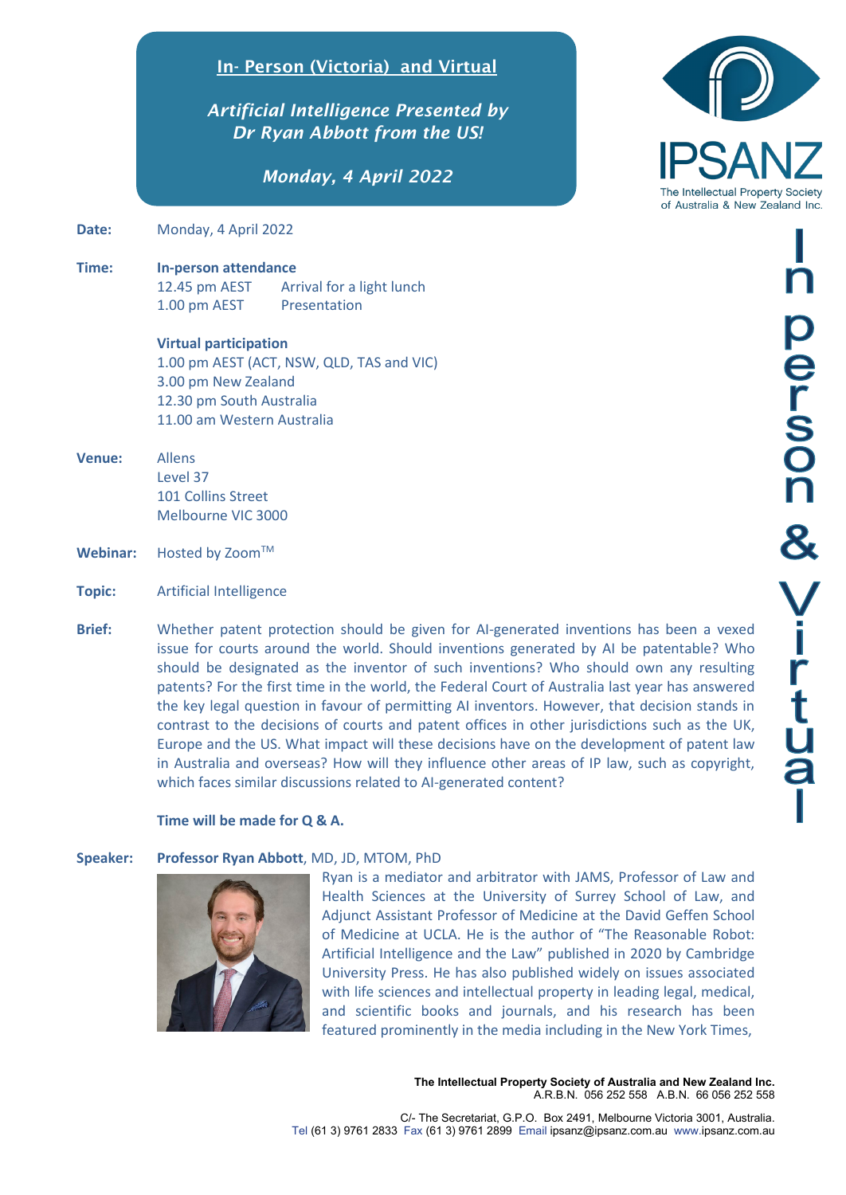## In- Person (Victoria) and Virtual

***Artificial Intelligence Presented by Dr Ryan Abbott from the US!***

***Monday, 4 April 2022***

IPSANZ

The Intellectual Property Society of Australia & New Zealand Inc.

In person & Virtual

**Date:** Monday, 4 April 2022

**Time:**

**In-person attendance**

12.45 pm AEST Arrival for a light lunch
1.00 pm AEST Presentation

**Virtual participation**

1.00 pm AEST (ACT, NSW, QLD, TAS and VIC)
3.00 pm New Zealand
12.30 pm South Australia
11.00 am Western Australia

**Venue:**
Allens
Level 37
101 Collins Street
Melbourne VIC 3000

**Webinar:** Hosted by Zoom™

**Topic:** Artificial Intelligence

**Brief:** Whether patent protection should be given for AI-generated inventions has been a vexed issue for courts around the world. Should inventions generated by AI be patentable? Who should be designated as the inventor of such inventions? Who should own any resulting patents? For the first time in the world, the Federal Court of Australia last year has answered the key legal question in favour of permitting AI inventors. However, that decision stands in contrast to the decisions of courts and patent offices in other jurisdictions such as the UK, Europe and the US. What impact will these decisions have on the development of patent law in Australia and overseas? How will they influence other areas of IP law, such as copyright, which faces similar discussions related to AI-generated content?

**Time will be made for Q & A.**

**Speaker:** **Professor Ryan Abbott**, MD, JD, MTOM, PhD

Ryan is a mediator and arbitrator with JAMS, Professor of Law and Health Sciences at the University of Surrey School of Law, and Adjunct Assistant Professor of Medicine at the David Geffen School of Medicine at UCLA. He is the author of "The Reasonable Robot: Artificial Intelligence and the Law" published in 2020 by Cambridge University Press. He has also published widely on issues associated with life sciences and intellectual property in leading legal, medical, and scientific books and journals, and his research has been featured prominently in the media including in the New York Times,

**The Intellectual Property Society of Australia and New Zealand Inc.**
A.R.B.N. 056 252 558 A.B.N. 66 056 252 558

C/- The Secretariat, G.P.O. Box 2491, Melbourne Victoria 3001, Australia.
Tel (61 3) 9761 2833 Fax (61 3) 9761 2899 Email ipsanz@ipsanz.com.au www.ipsanz.com.au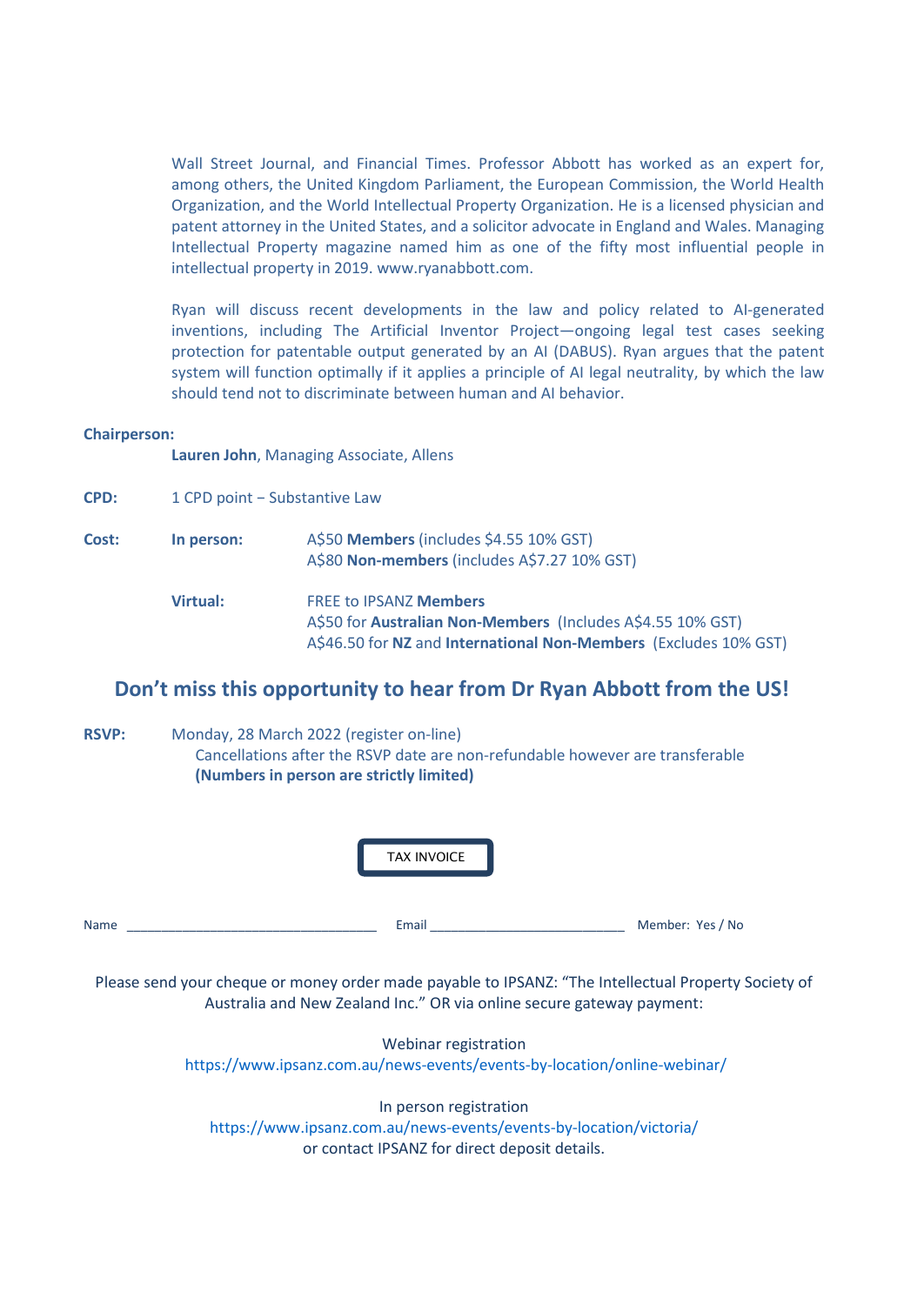Wall Street Journal, and Financial Times. Professor Abbott has worked as an expert for, among others, the United Kingdom Parliament, the European Commission, the World Health Organization, and the World Intellectual Property Organization. He is a licensed physician and patent attorney in the United States, and a solicitor advocate in England and Wales. Managing Intellectual Property magazine named him as one of the fifty most influential people in intellectual property in 2019. www.ryanabbott.com.

Ryan will discuss recent developments in the law and policy related to AI-generated inventions, including The Artificial Inventor Project—ongoing legal test cases seeking protection for patentable output generated by an AI (DABUS). Ryan argues that the patent system will function optimally if it applies a principle of AI legal neutrality, by which the law should tend not to discriminate between human and AI behavior.

**Chairperson:**

**Lauren John**, Managing Associate, Allens

**CPD:** 1 CPD point – Substantive Law

**Cost:**

**In person:**
A$50 **Members** (includes $4.55 10% GST)
A$80 **Non-members** (includes A$7.27 10% GST)

**Virtual:**
FREE to IPSANZ **Members**
A$50 for **Australian Non-Members** (Includes A$4.55 10% GST)
A$46.50 for **NZ** and **International Non-Members** (Excludes 10% GST)

## Don't miss this opportunity to hear from Dr Ryan Abbott from the US!

**RSVP:** Monday, 28 March 2022 (register on-line)
Cancellations after the RSVP date are non-refundable however are transferable
**(Numbers in person are strictly limited)**

TAX INVOICE

Name ______________________________ Email ________________________ Member: Yes / No

Please send your cheque or money order made payable to IPSANZ: "The Intellectual Property Society of Australia and New Zealand Inc." OR via online secure gateway payment:

Webinar registration
https://www.ipsanz.com.au/news-events/events-by-location/online-webinar/

In person registration
https://www.ipsanz.com.au/news-events/events-by-location/victoria/
or contact IPSANZ for direct deposit details.